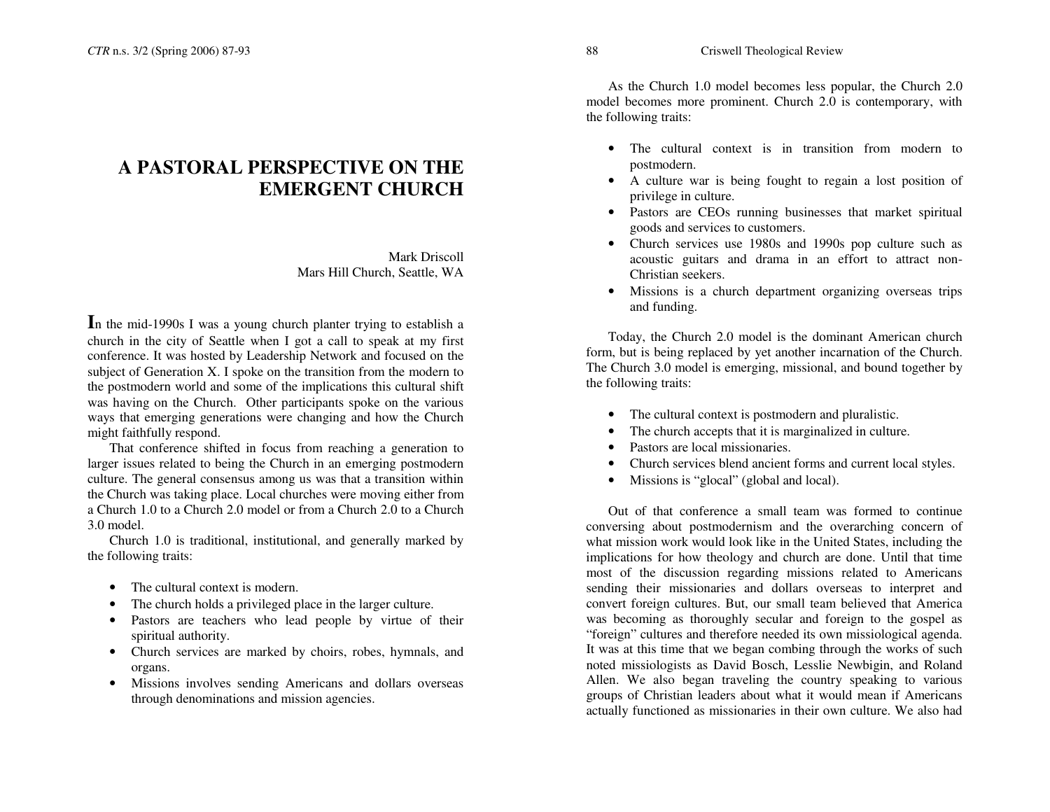# A PASTORAL PERSPECTIVE ON THE EMERGENT CHURCH

Mark Driscoll
Mars Hill Church, Seattle, WA

In the mid-1990s I was a young church planter trying to establish a church in the city of Seattle when I got a call to speak at my first conference. It was hosted by Leadership Network and focused on the subject of Generation X. I spoke on the transition from the modern to the postmodern world and some of the implications this cultural shift was having on the Church. Other participants spoke on the various ways that emerging generations were changing and how the Church might faithfully respond.

That conference shifted in focus from reaching a generation to larger issues related to being the Church in an emerging postmodern culture. The general consensus among us was that a transition within the Church was taking place. Local churches were moving either from a Church 1.0 to a Church 2.0 model or from a Church 2.0 to a Church 3.0 model.

Church 1.0 is traditional, institutional, and generally marked by the following traits:

- The cultural context is modern.
- The church holds a privileged place in the larger culture.
- Pastors are teachers who lead people by virtue of their spiritual authority.
- Church services are marked by choirs, robes, hymnals, and organs.
- Missions involves sending Americans and dollars overseas through denominations and mission agencies.

As the Church 1.0 model becomes less popular, the Church 2.0 model becomes more prominent. Church 2.0 is contemporary, with the following traits:

- The cultural context is in transition from modern to postmodern.
- A culture war is being fought to regain a lost position of privilege in culture.
- Pastors are CEOs running businesses that market spiritual goods and services to customers.
- Church services use 1980s and 1990s pop culture such as acoustic guitars and drama in an effort to attract non-Christian seekers.
- Missions is a church department organizing overseas trips and funding.

Today, the Church 2.0 model is the dominant American church form, but is being replaced by yet another incarnation of the Church. The Church 3.0 model is emerging, missional, and bound together by the following traits:

- The cultural context is postmodern and pluralistic.
- The church accepts that it is marginalized in culture.
- Pastors are local missionaries.
- Church services blend ancient forms and current local styles.
- Missions is "glocal" (global and local).

Out of that conference a small team was formed to continue conversing about postmodernism and the overarching concern of what mission work would look like in the United States, including the implications for how theology and church are done. Until that time most of the discussion regarding missions related to Americans sending their missionaries and dollars overseas to interpret and convert foreign cultures. But, our small team believed that America was becoming as thoroughly secular and foreign to the gospel as "foreign" cultures and therefore needed its own missiological agenda. It was at this time that we began combing through the works of such noted missiologists as David Bosch, Lesslie Newbigin, and Roland Allen. We also began traveling the country speaking to various groups of Christian leaders about what it would mean if Americans actually functioned as missionaries in their own culture. We also had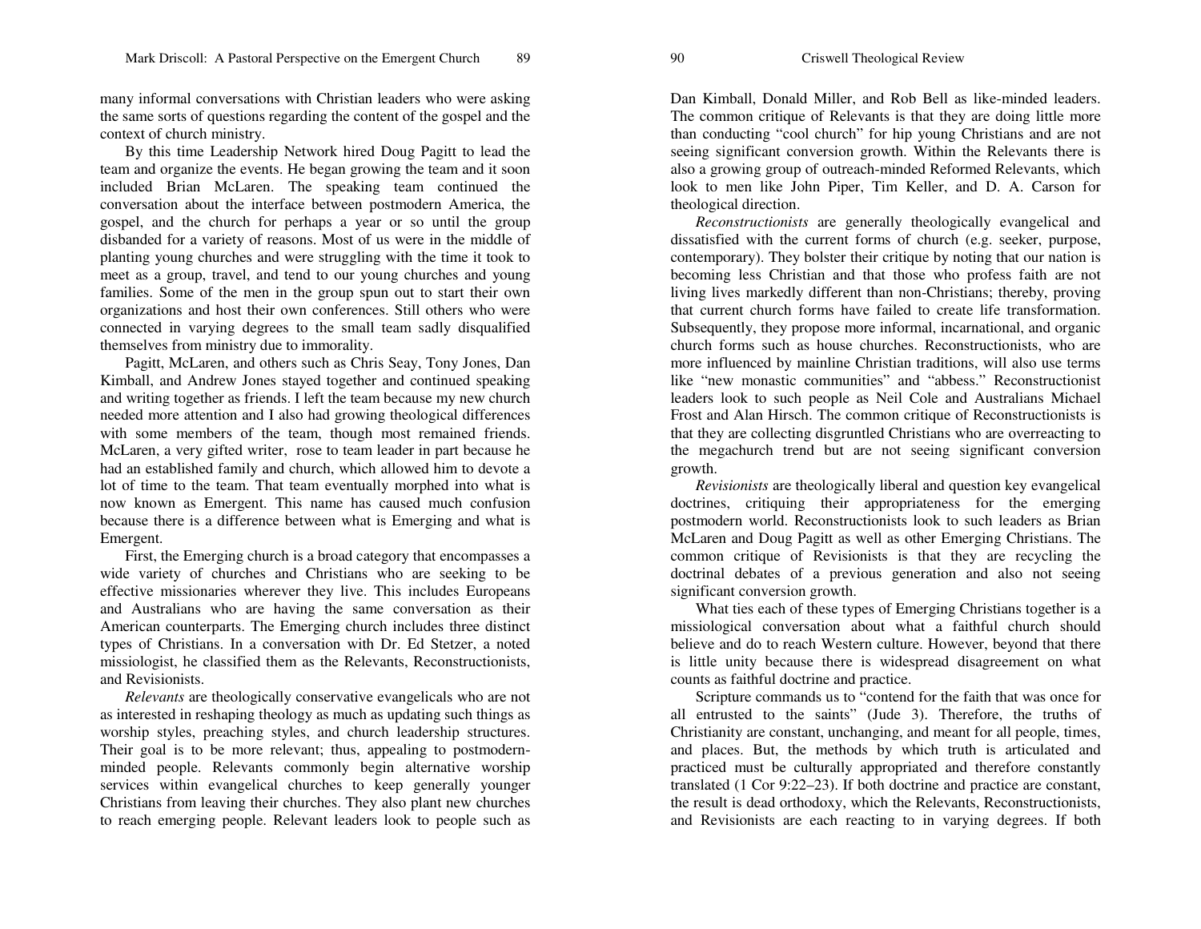many informal conversations with Christian leaders who were asking the same sorts of questions regarding the content of the gospel and the context of church ministry.

By this time Leadership Network hired Doug Pagitt to lead the team and organize the events. He began growing the team and it soon included Brian McLaren. The speaking team continued the conversation about the interface between postmodern America, the gospel, and the church for perhaps a year or so until the group disbanded for a variety of reasons. Most of us were in the middle of planting young churches and were struggling with the time it took to meet as a group, travel, and tend to our young churches and young families. Some of the men in the group spun out to start their own organizations and host their own conferences. Still others who were connected in varying degrees to the small team sadly disqualified themselves from ministry due to immorality.

Pagitt, McLaren, and others such as Chris Seay, Tony Jones, Dan Kimball, and Andrew Jones stayed together and continued speaking and writing together as friends. I left the team because my new church needed more attention and I also had growing theological differences with some members of the team, though most remained friends. McLaren, a very gifted writer, rose to team leader in part because he had an established family and church, which allowed him to devote a lot of time to the team. That team eventually morphed into what is now known as Emergent. This name has caused much confusion because there is a difference between what is Emerging and what is Emergent.

First, the Emerging church is a broad category that encompasses a wide variety of churches and Christians who are seeking to be effective missionaries wherever they live. This includes Europeans and Australians who are having the same conversation as their American counterparts. The Emerging church includes three distinct types of Christians. In a conversation with Dr. Ed Stetzer, a noted missiologist, he classified them as the Relevants, Reconstructionists, and Revisionists.

*Relevants* are theologically conservative evangelicals who are not as interested in reshaping theology as much as updating such things as worship styles, preaching styles, and church leadership structures. Their goal is to be more relevant; thus, appealing to postmodern-minded people. Relevants commonly begin alternative worship services within evangelical churches to keep generally younger Christians from leaving their churches. They also plant new churches to reach emerging people. Relevant leaders look to people such as Dan Kimball, Donald Miller, and Rob Bell as like-minded leaders. The common critique of Relevants is that they are doing little more than conducting "cool church" for hip young Christians and are not seeing significant conversion growth. Within the Relevants there is also a growing group of outreach-minded Reformed Relevants, which look to men like John Piper, Tim Keller, and D. A. Carson for theological direction.

*Reconstructionists* are generally theologically evangelical and dissatisfied with the current forms of church (e.g. seeker, purpose, contemporary). They bolster their critique by noting that our nation is becoming less Christian and that those who profess faith are not living lives markedly different than non-Christians; thereby, proving that current church forms have failed to create life transformation. Subsequently, they propose more informal, incarnational, and organic church forms such as house churches. Reconstructionists, who are more influenced by mainline Christian traditions, will also use terms like "new monastic communities" and "abbess." Reconstructionist leaders look to such people as Neil Cole and Australians Michael Frost and Alan Hirsch. The common critique of Reconstructionists is that they are collecting disgruntled Christians who are overreacting to the megachurch trend but are not seeing significant conversion growth.

*Revisionists* are theologically liberal and question key evangelical doctrines, critiquing their appropriateness for the emerging postmodern world. Reconstructionists look to such leaders as Brian McLaren and Doug Pagitt as well as other Emerging Christians. The common critique of Revisionists is that they are recycling the doctrinal debates of a previous generation and also not seeing significant conversion growth.

What ties each of these types of Emerging Christians together is a missiological conversation about what a faithful church should believe and do to reach Western culture. However, beyond that there is little unity because there is widespread disagreement on what counts as faithful doctrine and practice.

Scripture commands us to "contend for the faith that was once for all entrusted to the saints" (Jude 3). Therefore, the truths of Christianity are constant, unchanging, and meant for all people, times, and places. But, the methods by which truth is articulated and practiced must be culturally appropriated and therefore constantly translated (1 Cor 9:22–23). If both doctrine and practice are constant, the result is dead orthodoxy, which the Relevants, Reconstructionists, and Revisionists are each reacting to in varying degrees. If both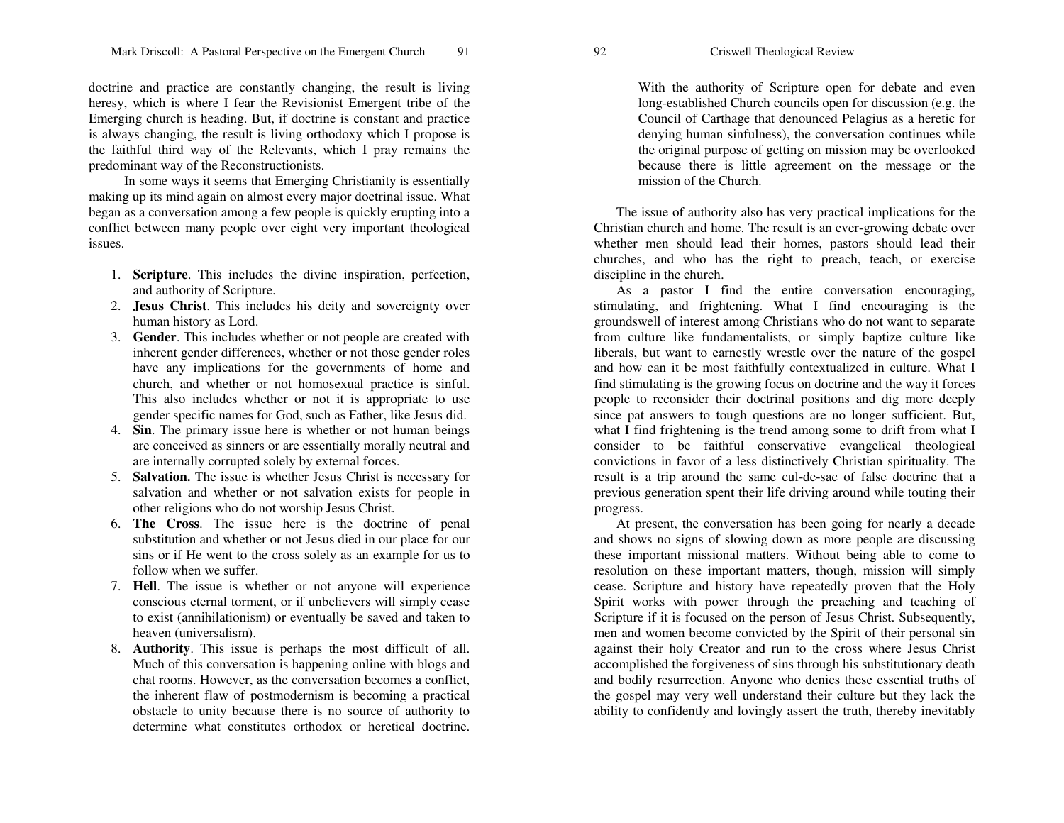doctrine and practice are constantly changing, the result is living heresy, which is where I fear the Revisionist Emergent tribe of the Emerging church is heading. But, if doctrine is constant and practice is always changing, the result is living orthodoxy which I propose is the faithful third way of the Relevants, which I pray remains the predominant way of the Reconstructionists.

In some ways it seems that Emerging Christianity is essentially making up its mind again on almost every major doctrinal issue. What began as a conversation among a few people is quickly erupting into a conflict between many people over eight very important theological issues.

1. **Scripture**. This includes the divine inspiration, perfection, and authority of Scripture.
2. **Jesus Christ**. This includes his deity and sovereignty over human history as Lord.
3. **Gender**. This includes whether or not people are created with inherent gender differences, whether or not those gender roles have any implications for the governments of home and church, and whether or not homosexual practice is sinful. This also includes whether or not it is appropriate to use gender specific names for God, such as Father, like Jesus did.
4. **Sin**. The primary issue here is whether or not human beings are conceived as sinners or are essentially morally neutral and are internally corrupted solely by external forces.
5. **Salvation.** The issue is whether Jesus Christ is necessary for salvation and whether or not salvation exists for people in other religions who do not worship Jesus Christ.
6. **The Cross**. The issue here is the doctrine of penal substitution and whether or not Jesus died in our place for our sins or if He went to the cross solely as an example for us to follow when we suffer.
7. **Hell**. The issue is whether or not anyone will experience conscious eternal torment, or if unbelievers will simply cease to exist (annihilationism) or eventually be saved and taken to heaven (universalism).
8. **Authority**. This issue is perhaps the most difficult of all. Much of this conversation is happening online with blogs and chat rooms. However, as the conversation becomes a conflict, the inherent flaw of postmodernism is becoming a practical obstacle to unity because there is no source of authority to determine what constitutes orthodox or heretical doctrine. With the authority of Scripture open for debate and even long-established Church councils open for discussion (e.g. the Council of Carthage that denounced Pelagius as a heretic for denying human sinfulness), the conversation continues while the original purpose of getting on mission may be overlooked because there is little agreement on the message or the mission of the Church.

The issue of authority also has very practical implications for the Christian church and home. The result is an ever-growing debate over whether men should lead their homes, pastors should lead their churches, and who has the right to preach, teach, or exercise discipline in the church.

As a pastor I find the entire conversation encouraging, stimulating, and frightening. What I find encouraging is the groundswell of interest among Christians who do not want to separate from culture like fundamentalists, or simply baptize culture like liberals, but want to earnestly wrestle over the nature of the gospel and how can it be most faithfully contextualized in culture. What I find stimulating is the growing focus on doctrine and the way it forces people to reconsider their doctrinal positions and dig more deeply since pat answers to tough questions are no longer sufficient. But, what I find frightening is the trend among some to drift from what I consider to be faithful conservative evangelical theological convictions in favor of a less distinctively Christian spirituality. The result is a trip around the same cul-de-sac of false doctrine that a previous generation spent their life driving around while touting their progress.

At present, the conversation has been going for nearly a decade and shows no signs of slowing down as more people are discussing these important missional matters. Without being able to come to resolution on these important matters, though, mission will simply cease. Scripture and history have repeatedly proven that the Holy Spirit works with power through the preaching and teaching of Scripture if it is focused on the person of Jesus Christ. Subsequently, men and women become convicted by the Spirit of their personal sin against their holy Creator and run to the cross where Jesus Christ accomplished the forgiveness of sins through his substitutionary death and bodily resurrection. Anyone who denies these essential truths of the gospel may very well understand their culture but they lack the ability to confidently and lovingly assert the truth, thereby inevitably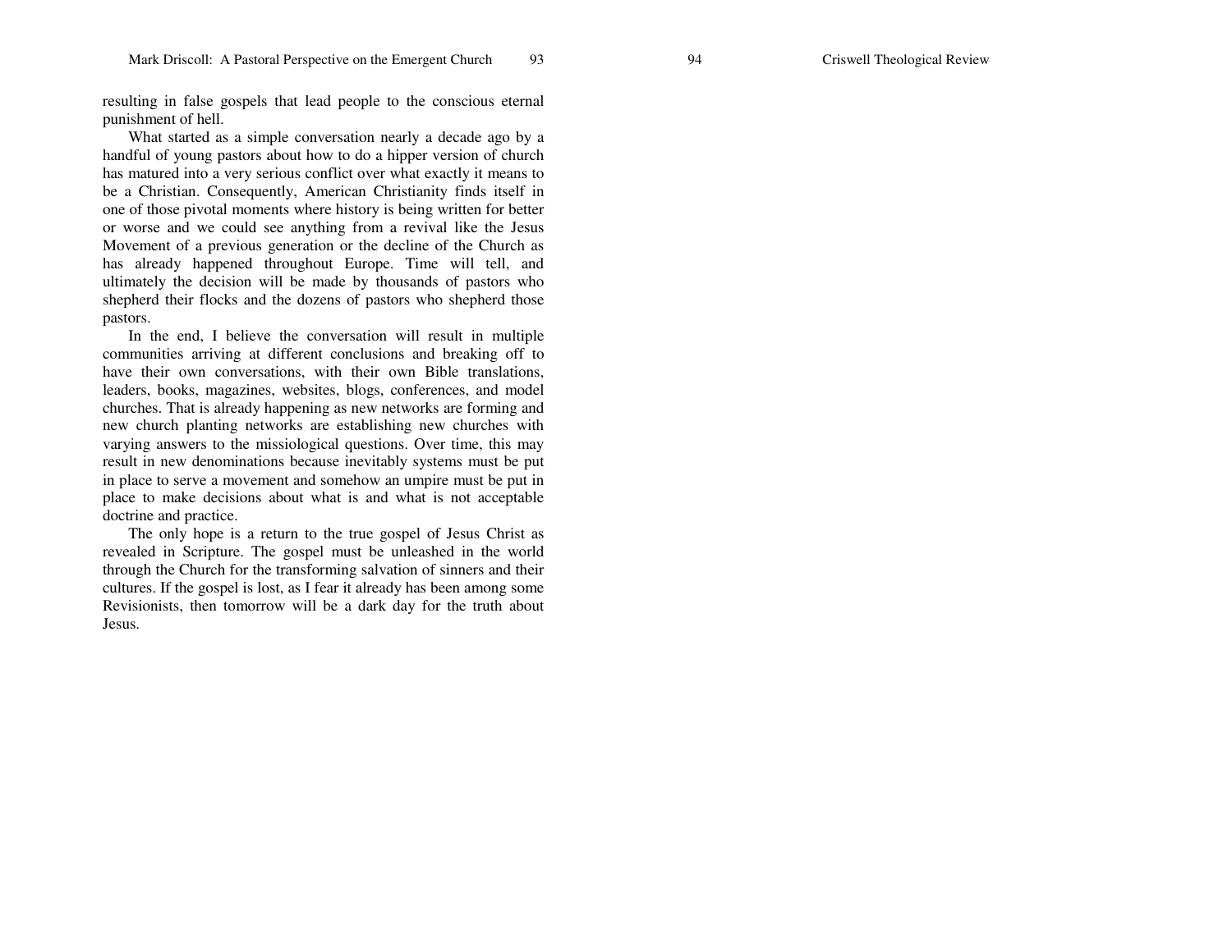resulting in false gospels that lead people to the conscious eternal punishment of hell.

What started as a simple conversation nearly a decade ago by a handful of young pastors about how to do a hipper version of church has matured into a very serious conflict over what exactly it means to be a Christian. Consequently, American Christianity finds itself in one of those pivotal moments where history is being written for better or worse and we could see anything from a revival like the Jesus Movement of a previous generation or the decline of the Church as has already happened throughout Europe. Time will tell, and ultimately the decision will be made by thousands of pastors who shepherd their flocks and the dozens of pastors who shepherd those pastors.

In the end, I believe the conversation will result in multiple communities arriving at different conclusions and breaking off to have their own conversations, with their own Bible translations, leaders, books, magazines, websites, blogs, conferences, and model churches. That is already happening as new networks are forming and new church planting networks are establishing new churches with varying answers to the missiological questions. Over time, this may result in new denominations because inevitably systems must be put in place to serve a movement and somehow an umpire must be put in place to make decisions about what is and what is not acceptable doctrine and practice.

The only hope is a return to the true gospel of Jesus Christ as revealed in Scripture. The gospel must be unleashed in the world through the Church for the transforming salvation of sinners and their cultures. If the gospel is lost, as I fear it already has been among some Revisionists, then tomorrow will be a dark day for the truth about Jesus.